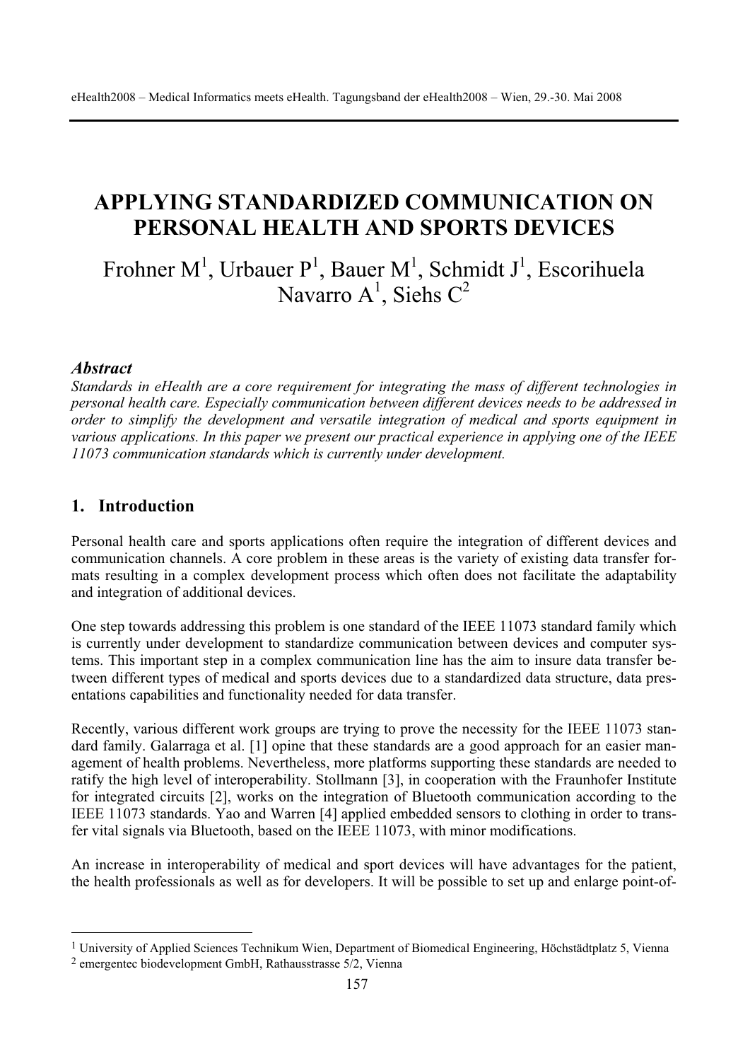# APPLYING STANDARDIZED COMMUNICATION ON PERSONAL HEALTH AND SPORTS DEVICES

Frohner M[1], Urbauer P[1], Bauer M[1], Schmidt J[1], Escorihuela Navarro A[1], Siehs C[2]

### *Abstract*

*Standards in eHealth are a core requirement for integrating the mass of different technologies in personal health care. Especially communication between different devices needs to be addressed in order to simplify the development and versatile integration of medical and sports equipment in various applications. In this paper we present our practical experience in applying one of the IEEE 11073 communication standards which is currently under development.*

## 1. Introduction

Personal health care and sports applications often require the integration of different devices and communication channels. A core problem in these areas is the variety of existing data transfer formats resulting in a complex development process which often does not facilitate the adaptability and integration of additional devices.

One step towards addressing this problem is one standard of the IEEE 11073 standard family which is currently under development to standardize communication between devices and computer systems. This important step in a complex communication line has the aim to insure data transfer between different types of medical and sports devices due to a standardized data structure, data presentations capabilities and functionality needed for data transfer.

Recently, various different work groups are trying to prove the necessity for the IEEE 11073 standard family. Galarraga et al. [1] opine that these standards are a good approach for an easier management of health problems. Nevertheless, more platforms supporting these standards are needed to ratify the high level of interoperability. Stollmann [3], in cooperation with the Fraunhofer Institute for integrated circuits [2], works on the integration of Bluetooth communication according to the IEEE 11073 standards. Yao and Warren [4] applied embedded sensors to clothing in order to transfer vital signals via Bluetooth, based on the IEEE 11073, with minor modifications.

An increase in interoperability of medical and sport devices will have advantages for the patient, the health professionals as well as for developers. It will be possible to set up and enlarge point-of-

---

[1] University of Applied Sciences Technikum Wien, Department of Biomedical Engineering, Höchstädtplatz 5, Vienna

[2] emergentec biodevelopment GmbH, Rathausstrasse 5/2, Vienna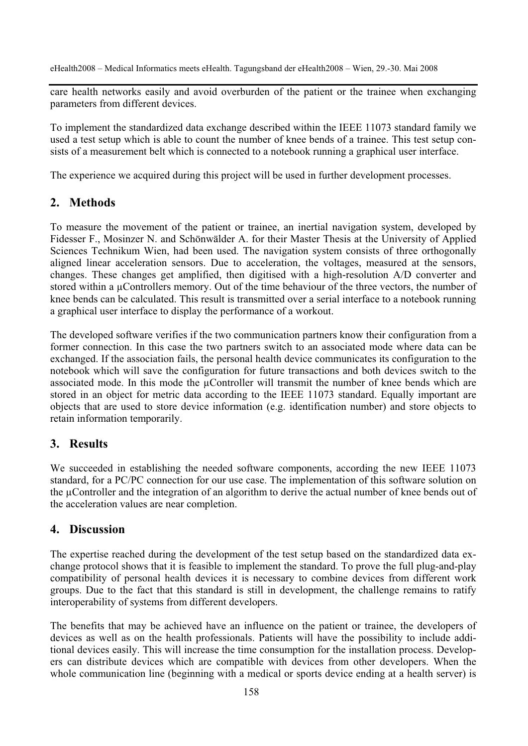care health networks easily and avoid overburden of the patient or the trainee when exchanging parameters from different devices.

To implement the standardized data exchange described within the IEEE 11073 standard family we used a test setup which is able to count the number of knee bends of a trainee. This test setup consists of a measurement belt which is connected to a notebook running a graphical user interface.

The experience we acquired during this project will be used in further development processes.

## 2. Methods

To measure the movement of the patient or trainee, an inertial navigation system, developed by Fidesser F., Mosinzer N. and Schönwälder A. for their Master Thesis at the University of Applied Sciences Technikum Wien, had been used. The navigation system consists of three orthogonally aligned linear acceleration sensors. Due to acceleration, the voltages, measured at the sensors, changes. These changes get amplified, then digitised with a high-resolution A/D converter and stored within a µControllers memory. Out of the time behaviour of the three vectors, the number of knee bends can be calculated. This result is transmitted over a serial interface to a notebook running a graphical user interface to display the performance of a workout.

The developed software verifies if the two communication partners know their configuration from a former connection. In this case the two partners switch to an associated mode where data can be exchanged. If the association fails, the personal health device communicates its configuration to the notebook which will save the configuration for future transactions and both devices switch to the associated mode. In this mode the µController will transmit the number of knee bends which are stored in an object for metric data according to the IEEE 11073 standard. Equally important are objects that are used to store device information (e.g. identification number) and store objects to retain information temporarily.

## 3. Results

We succeeded in establishing the needed software components, according the new IEEE 11073 standard, for a PC/PC connection for our use case. The implementation of this software solution on the µController and the integration of an algorithm to derive the actual number of knee bends out of the acceleration values are near completion.

## 4. Discussion

The expertise reached during the development of the test setup based on the standardized data exchange protocol shows that it is feasible to implement the standard. To prove the full plug-and-play compatibility of personal health devices it is necessary to combine devices from different work groups. Due to the fact that this standard is still in development, the challenge remains to ratify interoperability of systems from different developers.

The benefits that may be achieved have an influence on the patient or trainee, the developers of devices as well as on the health professionals. Patients will have the possibility to include additional devices easily. This will increase the time consumption for the installation process. Developers can distribute devices which are compatible with devices from other developers. When the whole communication line (beginning with a medical or sports device ending at a health server) is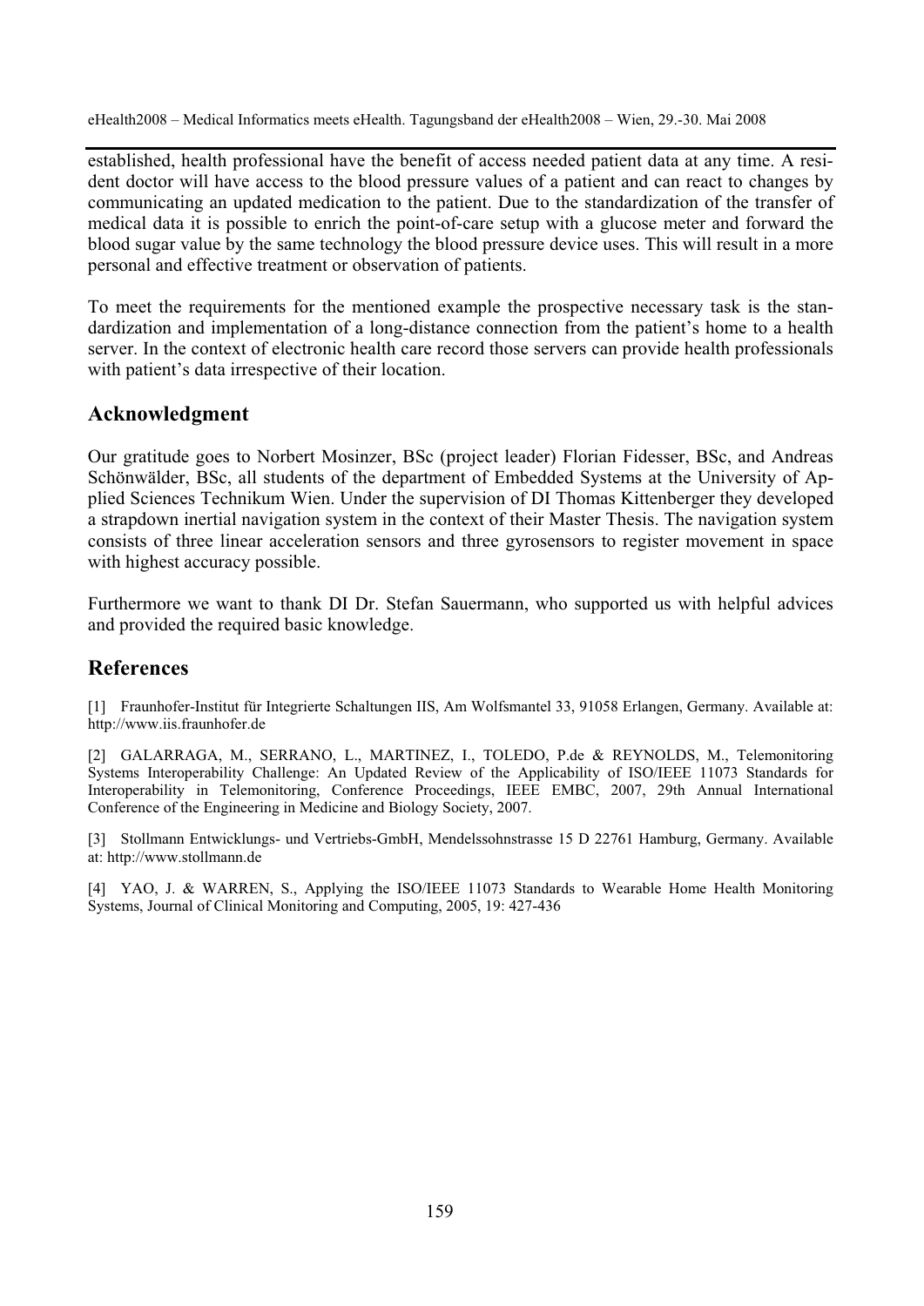established, health professional have the benefit of access needed patient data at any time. A resident doctor will have access to the blood pressure values of a patient and can react to changes by communicating an updated medication to the patient. Due to the standardization of the transfer of medical data it is possible to enrich the point-of-care setup with a glucose meter and forward the blood sugar value by the same technology the blood pressure device uses. This will result in a more personal and effective treatment or observation of patients.

To meet the requirements for the mentioned example the prospective necessary task is the standardization and implementation of a long-distance connection from the patient's home to a health server. In the context of electronic health care record those servers can provide health professionals with patient's data irrespective of their location.

## Acknowledgment

Our gratitude goes to Norbert Mosinzer, BSc (project leader) Florian Fidesser, BSc, and Andreas Schönwälder, BSc, all students of the department of Embedded Systems at the University of Applied Sciences Technikum Wien. Under the supervision of DI Thomas Kittenberger they developed a strapdown inertial navigation system in the context of their Master Thesis. The navigation system consists of three linear acceleration sensors and three gyrosensors to register movement in space with highest accuracy possible.

Furthermore we want to thank DI Dr. Stefan Sauermann, who supported us with helpful advices and provided the required basic knowledge.

## References

[1] Fraunhofer-Institut für Integrierte Schaltungen IIS, Am Wolfsmantel 33, 91058 Erlangen, Germany. Available at: http://www.iis.fraunhofer.de

[2] GALARRAGA, M., SERRANO, L., MARTINEZ, I., TOLEDO, P.de & REYNOLDS, M., Telemonitoring Systems Interoperability Challenge: An Updated Review of the Applicability of ISO/IEEE 11073 Standards for Interoperability in Telemonitoring, Conference Proceedings, IEEE EMBC, 2007, 29th Annual International Conference of the Engineering in Medicine and Biology Society, 2007.

[3] Stollmann Entwicklungs- und Vertriebs-GmbH, Mendelssohnstrasse 15 D 22761 Hamburg, Germany. Available at: http://www.stollmann.de

[4] YAO, J. & WARREN, S., Applying the ISO/IEEE 11073 Standards to Wearable Home Health Monitoring Systems, Journal of Clinical Monitoring and Computing, 2005, 19: 427-436